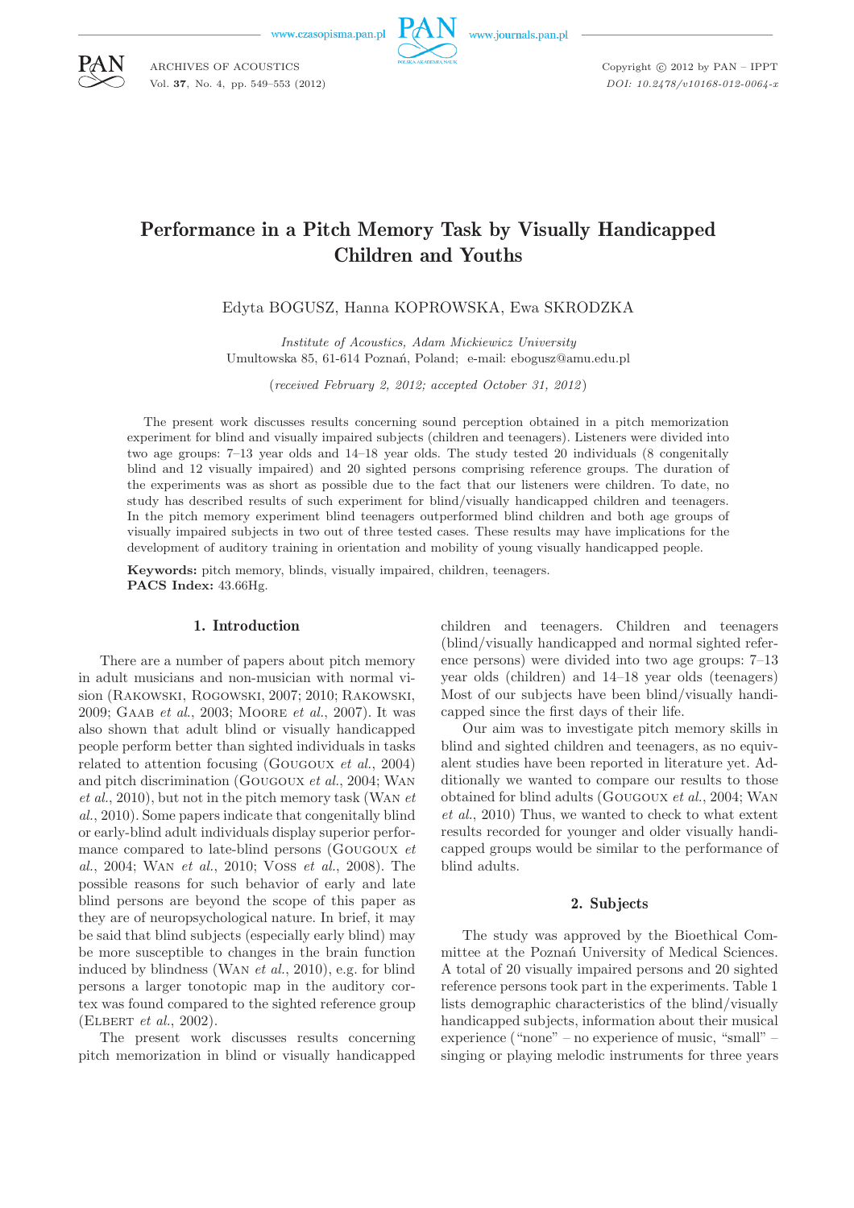# Performance in a Pitch Memory Task by Visually Handicapped Children and Youths

Edyta BOGUSZ, Hanna KOPROWSKA, Ewa SKRODZKA

*Institute of Acoustics, Adam Mickiewicz University*
Umultowska 85, 61-614 Poznań, Poland; e-mail: ebogusz@amu.edu.pl

(*received February 2, 2012; accepted October 31, 2012*)

The present work discusses results concerning sound perception obtained in a pitch memorization experiment for blind and visually impaired subjects (children and teenagers). Listeners were divided into two age groups: 7–13 year olds and 14–18 year olds. The study tested 20 individuals (8 congenitally blind and 12 visually impaired) and 20 sighted persons comprising reference groups. The duration of the experiments was as short as possible due to the fact that our listeners were children. To date, no study has described results of such experiment for blind/visually handicapped children and teenagers. In the pitch memory experiment blind teenagers outperformed blind children and both age groups of visually impaired subjects in two out of three tested cases. These results may have implications for the development of auditory training in orientation and mobility of young visually handicapped people.

**Keywords:** pitch memory, blinds, visually impaired, children, teenagers.
**PACS Index:** 43.66Hg.

## 1. Introduction

There are a number of papers about pitch memory in adult musicians and non-musician with normal vision (Rakowski, Rogowski, 2007; 2010; Rakowski, 2009; Gaab *et al.*, 2003; Moore *et al.*, 2007). It was also shown that adult blind or visually handicapped people perform better than sighted individuals in tasks related to attention focusing (Gougoux *et al.*, 2004) and pitch discrimination (Gougoux *et al.*, 2004; Wan *et al.*, 2010), but not in the pitch memory task (Wan *et al.*, 2010). Some papers indicate that congenitally blind or early-blind adult individuals display superior performance compared to late-blind persons (Gougoux *et al.*, 2004; Wan *et al.*, 2010; Voss *et al.*, 2008). The possible reasons for such behavior of early and late blind persons are beyond the scope of this paper as they are of neuropsychological nature. In brief, it may be said that blind subjects (especially early blind) may be more susceptible to changes in the brain function induced by blindness (Wan *et al.*, 2010), e.g. for blind persons a larger tonotopic map in the auditory cortex was found compared to the sighted reference group (Elbert *et al.*, 2002).

The present work discusses results concerning pitch memorization in blind or visually handicapped children and teenagers. Children and teenagers (blind/visually handicapped and normal sighted reference persons) were divided into two age groups: 7–13 year olds (children) and 14–18 year olds (teenagers) Most of our subjects have been blind/visually handicapped since the first days of their life.

Our aim was to investigate pitch memory skills in blind and sighted children and teenagers, as no equivalent studies have been reported in literature yet. Additionally we wanted to compare our results to those obtained for blind adults (Gougoux *et al.*, 2004; Wan *et al.*, 2010) Thus, we wanted to check to what extent results recorded for younger and older visually handicapped groups would be similar to the performance of blind adults.

## 2. Subjects

The study was approved by the Bioethical Committee at the Poznań University of Medical Sciences. A total of 20 visually impaired persons and 20 sighted reference persons took part in the experiments. Table 1 lists demographic characteristics of the blind/visually handicapped subjects, information about their musical experience ("none" – no experience of music, "small" – singing or playing melodic instruments for three years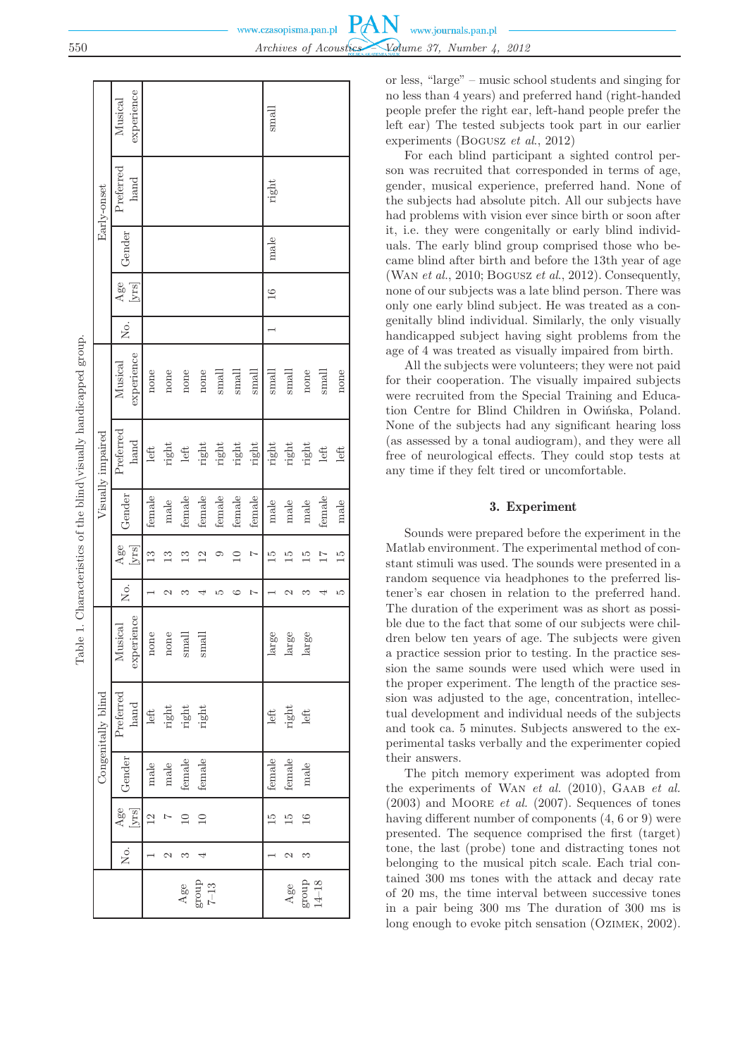Table 1. Characteristics of the blind\visually handicapped group.

| Age group | Congenitally blind | | | | | Visually impaired | | | | | Early-onset | | | | |
|---|---|---|---|---|---|---|---|---|---|---|---|---|---|---|---|
| | No. | Age [yrs] | Gender | Preferred hand | Musical experience | No. | Age [yrs] | Gender | Preferred hand | Musical experience | No. | Age [yrs] | Gender | Preferred hand | Musical experience |
| Age group 7–13 | 1 | 12 | male | left | none | 1 | 13 | female | left | none | | | | | |
| | 2 | 7 | male | right | none | 2 | 13 | male | right | none | | | | | |
| | 3 | 10 | female | right | small | 3 | 13 | female | left | none | | | | | |
| | 4 | 10 | female | right | small | 4 | 12 | female | right | none | | | | | |
| | | | | | | 5 | 9 | female | right | small | | | | | |
| | | | | | | 6 | 10 | female | right | small | | | | | |
| | | | | | | 7 | 7 | female | right | small | | | | | |
| Age group 14–18 | 1 | 15 | female | left | large | 1 | 15 | male | right | small | 1 | 16 | male | right | small |
| | 2 | 15 | female | right | large | 2 | 15 | male | right | small | | | | | |
| | 3 | 16 | male | left | large | 3 | 15 | male | right | none | | | | | |
| | | | | | | 4 | 17 | female | left | small | | | | | |
| | | | | | | 5 | 15 | male | left | none | | | | | |

or less, "large" – music school students and singing for no less than 4 years) and preferred hand (right-handed people prefer the right ear, left-hand people prefer the left ear) The tested subjects took part in our earlier experiments (Bogusz *et al.*, 2012)

For each blind participant a sighted control person was recruited that corresponded in terms of age, gender, musical experience, preferred hand. None of the subjects had absolute pitch. All our subjects have had problems with vision ever since birth or soon after it, i.e. they were congenitally or early blind individuals. The early blind group comprised those who became blind after birth and before the 13th year of age (Wan *et al.*, 2010; Bogusz *et al.*, 2012). Consequently, none of our subjects was a late blind person. There was only one early blind subject. He was treated as a congenitally blind individual. Similarly, the only visually handicapped subject having sight problems from the age of 4 was treated as visually impaired from birth.

All the subjects were volunteers; they were not paid for their cooperation. The visually impaired subjects were recruited from the Special Training and Education Centre for Blind Children in Owińska, Poland. None of the subjects had any significant hearing loss (as assessed by a tonal audiogram), and they were all free of neurological effects. They could stop tests at any time if they felt tired or uncomfortable.

## 3. Experiment

Sounds were prepared before the experiment in the Matlab environment. The experimental method of constant stimuli was used. The sounds were presented in a random sequence via headphones to the preferred listener's ear chosen in relation to the preferred hand. The duration of the experiment was as short as possible due to the fact that some of our subjects were children below ten years of age. The subjects were given a practice session prior to testing. In the practice session the same sounds were used which were used in the proper experiment. The length of the practice session was adjusted to the age, concentration, intellectual development and individual needs of the subjects and took ca. 5 minutes. Subjects answered to the experimental tasks verbally and the experimenter copied their answers.

The pitch memory experiment was adopted from the experiments of Wan *et al.* (2010), Gaab *et al.* (2003) and Moore *et al.* (2007). Sequences of tones having different number of components (4, 6 or 9) were presented. The sequence comprised the first (target) tone, the last (probe) tone and distracting tones not belonging to the musical pitch scale. Each trial contained 300 ms tones with the attack and decay rate of 20 ms, the time interval between successive tones in a pair being 300 ms The duration of 300 ms is long enough to evoke pitch sensation (Ozimek, 2002).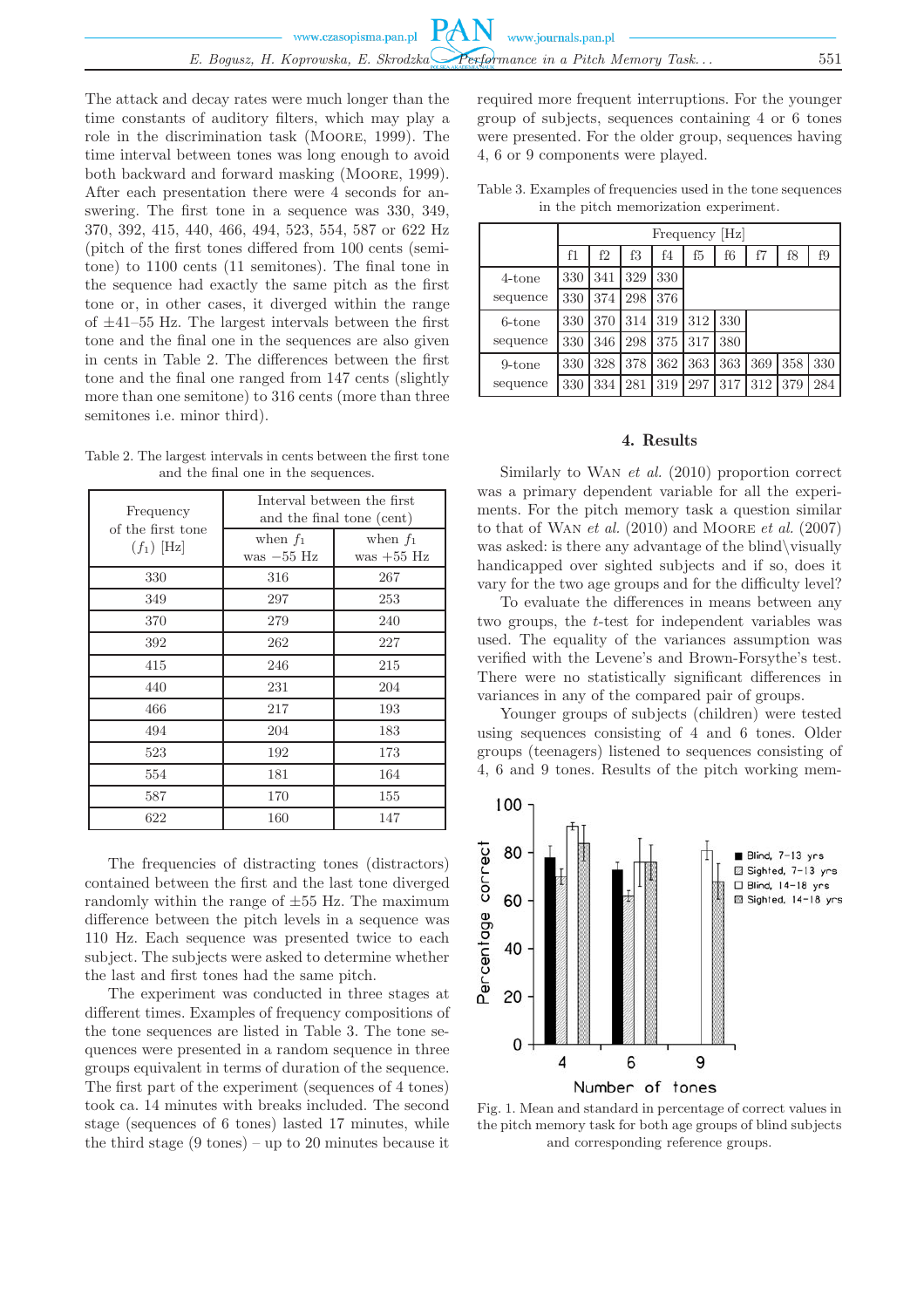The attack and decay rates were much longer than the time constants of auditory filters, which may play a role in the discrimination task (Moore, 1999). The time interval between tones was long enough to avoid both backward and forward masking (Moore, 1999). After each presentation there were 4 seconds for answering. The first tone in a sequence was 330, 349, 370, 392, 415, 440, 466, 494, 523, 554, 587 or 622 Hz (pitch of the first tones differed from 100 cents (semitone) to 1100 cents (11 semitones). The final tone in the sequence had exactly the same pitch as the first tone or, in other cases, it diverged within the range of ±41–55 Hz. The largest intervals between the first tone and the final one in the sequences are also given in cents in Table 2. The differences between the first tone and the final one ranged from 147 cents (slightly more than one semitone) to 316 cents (more than three semitones i.e. minor third).

Table 2. The largest intervals in cents between the first tone and the final one in the sequences.

| Frequency of the first tone ($f_1$) [Hz] | Interval between the first and the final tone (cent) | |
|---|---|---|
| | when $f_1$ was −55 Hz | when $f_1$ was +55 Hz |
| 330 | 316 | 267 |
| 349 | 297 | 253 |
| 370 | 279 | 240 |
| 392 | 262 | 227 |
| 415 | 246 | 215 |
| 440 | 231 | 204 |
| 466 | 217 | 193 |
| 494 | 204 | 183 |
| 523 | 192 | 173 |
| 554 | 181 | 164 |
| 587 | 170 | 155 |
| 622 | 160 | 147 |

The frequencies of distracting tones (distractors) contained between the first and the last tone diverged randomly within the range of ±55 Hz. The maximum difference between the pitch levels in a sequence was 110 Hz. Each sequence was presented twice to each subject. The subjects were asked to determine whether the last and first tones had the same pitch.

The experiment was conducted in three stages at different times. Examples of frequency compositions of the tone sequences are listed in Table 3. The tone sequences were presented in a random sequence in three groups equivalent in terms of duration of the sequence. The first part of the experiment (sequences of 4 tones) took ca. 14 minutes with breaks included. The second stage (sequences of 6 tones) lasted 17 minutes, while the third stage (9 tones) – up to 20 minutes because it required more frequent interruptions. For the younger group of subjects, sequences containing 4 or 6 tones were presented. For the older group, sequences having 4, 6 or 9 components were played.

Table 3. Examples of frequencies used in the tone sequences in the pitch memorization experiment.

| | Frequency [Hz] | | | | | | | | |
|---|---|---|---|---|---|---|---|---|---|
| | f1 | f2 | f3 | f4 | f5 | f6 | f7 | f8 | f9 |
| 4-tone sequence | 330 | 341 | 329 | 330 | | | | | |
| | 330 | 374 | 298 | 376 | | | | | |
| 6-tone sequence | 330 | 370 | 314 | 319 | 312 | 330 | | | |
| | 330 | 346 | 298 | 375 | 317 | 380 | | | |
| 9-tone sequence | 330 | 328 | 378 | 362 | 363 | 363 | 369 | 358 | 330 |
| | 330 | 334 | 281 | 319 | 297 | 317 | 312 | 379 | 284 |

## 4. Results

Similarly to Wan *et al.* (2010) proportion correct was a primary dependent variable for all the experiments. For the pitch memory task a question similar to that of Wan *et al.* (2010) and Moore *et al.* (2007) was asked: is there any advantage of the blind\visually handicapped over sighted subjects and if so, does it vary for the two age groups and for the difficulty level?

To evaluate the differences in means between any two groups, the *t*-test for independent variables was used. The equality of the variances assumption was verified with the Levene's and Brown-Forsythe's test. There were no statistically significant differences in variances in any of the compared pair of groups.

Younger groups of subjects (children) were tested using sequences consisting of 4 and 6 tones. Older groups (teenagers) listened to sequences consisting of 4, 6 and 9 tones. Results of the pitch working mem-

Fig. 1. Mean and standard in percentage of correct values in the pitch memory task for both age groups of blind subjects and corresponding reference groups.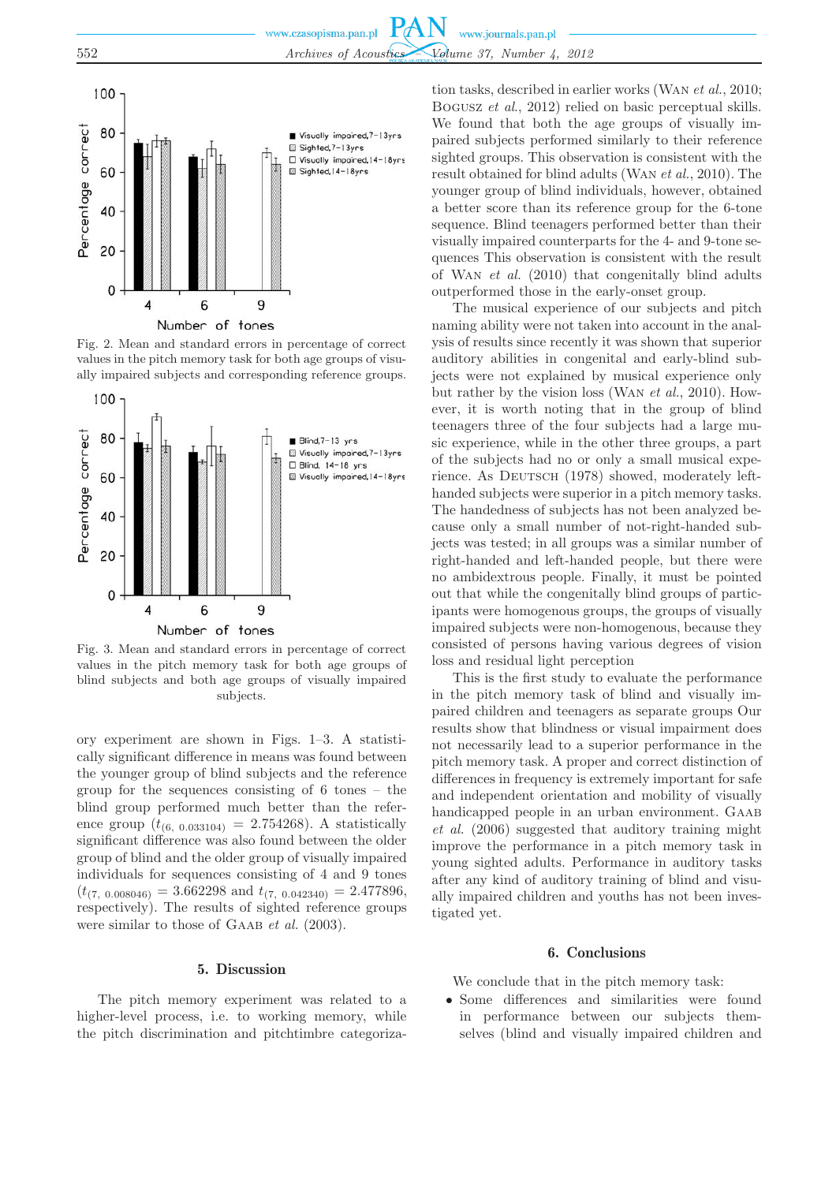100

80

60

40

20

0

Percentage correct

4 6 9

Number of tones

Visually impaired,7-13yrs
Sighted,7-13yrs
Visually impaired,14-18yrs
Sighted,14-18yrs

Fig. 2. Mean and standard errors in percentage of correct values in the pitch memory task for both age groups of visually impaired subjects and corresponding reference groups.

100

80

60

40

20

0

Percentage correct

4 6 9

Number of tones

Blind,7-13 yrs
Visually impaired,7-13yrs
Blind, 14-18 yrs
Visually impaired,14-18yrs

Fig. 3. Mean and standard errors in percentage of correct values in the pitch memory task for both age groups of blind subjects and both age groups of visually impaired subjects.

ory experiment are shown in Figs. 1–3. A statistically significant difference in means was found between the younger group of blind subjects and the reference group for the sequences consisting of 6 tones – the blind group performed much better than the reference group ($t_{(6,\ 0.033104)} = 2.754268$). A statistically significant difference was also found between the older group of blind and the older group of visually impaired individuals for sequences consisting of 4 and 9 tones ($t_{(7,\ 0.008046)} = 3.662298$ and $t_{(7,\ 0.042340)} = 2.477896$, respectively). The results of sighted reference groups were similar to those of Gaab *et al.* (2003).

## 5. Discussion

The pitch memory experiment was related to a higher-level process, i.e. to working memory, while the pitch discrimination and pitchtimbre categorization tasks, described in earlier works (Wan *et al.*, 2010; Bogusz *et al.*, 2012) relied on basic perceptual skills. We found that both the age groups of visually impaired subjects performed similarly to their reference sighted groups. This observation is consistent with the result obtained for blind adults (Wan *et al.*, 2010). The younger group of blind individuals, however, obtained a better score than its reference group for the 6-tone sequence. Blind teenagers performed better than their visually impaired counterparts for the 4- and 9-tone sequences This observation is consistent with the result of Wan *et al.* (2010) that congenitally blind adults outperformed those in the early-onset group.

The musical experience of our subjects and pitch naming ability were not taken into account in the analysis of results since recently it was shown that superior auditory abilities in congenital and early-blind subjects were not explained by musical experience only but rather by the vision loss (Wan *et al.*, 2010). However, it is worth noting that in the group of blind teenagers three of the four subjects had a large music experience, while in the other three groups, a part of the subjects had no or only a small musical experience. As Deutsch (1978) showed, moderately left-handed subjects were superior in a pitch memory tasks. The handedness of subjects has not been analyzed because only a small number of not-right-handed subjects was tested; in all groups was a similar number of right-handed and left-handed people, but there were no ambidextrous people. Finally, it must be pointed out that while the congenitally blind groups of participants were homogenous groups, the groups of visually impaired subjects were non-homogenous, because they consisted of persons having various degrees of vision loss and residual light perception

This is the first study to evaluate the performance in the pitch memory task of blind and visually impaired children and teenagers as separate groups Our results show that blindness or visual impairment does not necessarily lead to a superior performance in the pitch memory task. A proper and correct distinction of differences in frequency is extremely important for safe and independent orientation and mobility of visually handicapped people in an urban environment. Gaab *et al.* (2006) suggested that auditory training might improve the performance in a pitch memory task in young sighted adults. Performance in auditory tasks after any kind of auditory training of blind and visually impaired children and youths has not been investigated yet.

## 6. Conclusions

We conclude that in the pitch memory task:

- Some differences and similarities were found in performance between our subjects themselves (blind and visually impaired children and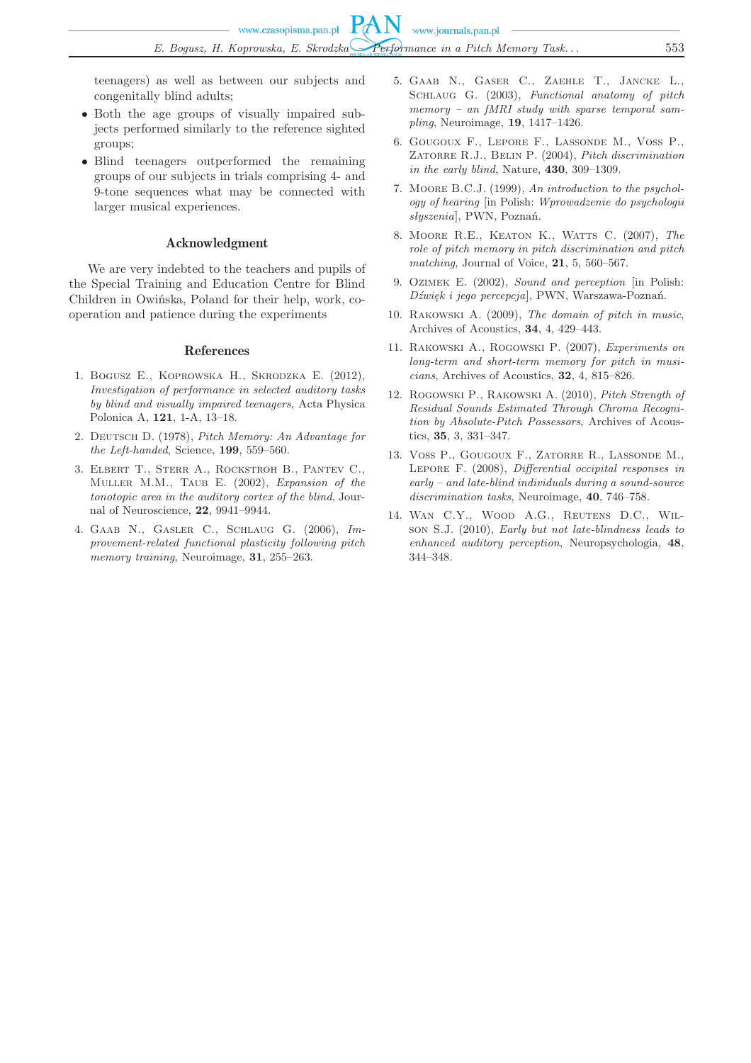teenagers) as well as between our subjects and congenitally blind adults;

- Both the age groups of visually impaired subjects performed similarly to the reference sighted groups;
- Blind teenagers outperformed the remaining groups of our subjects in trials comprising 4- and 9-tone sequences what may be connected with larger musical experiences.

## Acknowledgment

We are very indebted to the teachers and pupils of the Special Training and Education Centre for Blind Children in Owińska, Poland for their help, work, cooperation and patience during the experiments

## References

1. Bogusz E., Koprowska H., Skrodzka E. (2012), *Investigation of performance in selected auditory tasks by blind and visually impaired teenagers*, Acta Physica Polonica A, **121**, 1-A, 13–18.
2. Deutsch D. (1978), *Pitch Memory: An Advantage for the Left-handed*, Science, **199**, 559–560.
3. Elbert T., Sterr A., Rockstroh B., Pantev C., Muller M.M., Taub E. (2002), *Expansion of the tonotopic area in the auditory cortex of the blind*, Journal of Neuroscience, **22**, 9941–9944.
4. Gaab N., Gasler C., Schlaug G. (2006), *Improvement-related functional plasticity following pitch memory training*, Neuroimage, **31**, 255–263.
5. Gaab N., Gaser C., Zaehle T., Jancke L., Schlaug G. (2003), *Functional anatomy of pitch memory – an fMRI study with sparse temporal sampling*, Neuroimage, **19**, 1417–1426.
6. Gougoux F., Lepore F., Lassonde M., Voss P., Zatorre R.J., Belin P. (2004), *Pitch discrimination in the early blind*, Nature, **430**, 309–1309.
7. Moore B.C.J. (1999), *An introduction to the psychology of hearing* [in Polish: *Wprowadzenie do psychologii słyszenia*], PWN, Poznań.
8. Moore R.E., Keaton K., Watts C. (2007), *The role of pitch memory in pitch discrimination and pitch matching*, Journal of Voice, **21**, 5, 560–567.
9. Ozimek E. (2002), *Sound and perception* [in Polish: *Dźwięk i jego percepcja*], PWN, Warszawa-Poznań.
10. Rakowski A. (2009), *The domain of pitch in music*, Archives of Acoustics, **34**, 4, 429–443.
11. Rakowski A., Rogowski P. (2007), *Experiments on long-term and short-term memory for pitch in musicians*, Archives of Acoustics, **32**, 4, 815–826.
12. Rogowski P., Rakowski A. (2010), *Pitch Strength of Residual Sounds Estimated Through Chroma Recognition by Absolute-Pitch Possessors*, Archives of Acoustics, **35**, 3, 331–347.
13. Voss P., Gougoux F., Zatorre R., Lassonde M., Lepore F. (2008), *Differential occipital responses in early – and late-blind individuals during a sound-source discrimination tasks*, Neuroimage, **40**, 746–758.
14. Wan C.Y., Wood A.G., Reutens D.C., Wilson S.J. (2010), *Early but not late-blindness leads to enhanced auditory perception*, Neuropsychologia, **48**, 344–348.